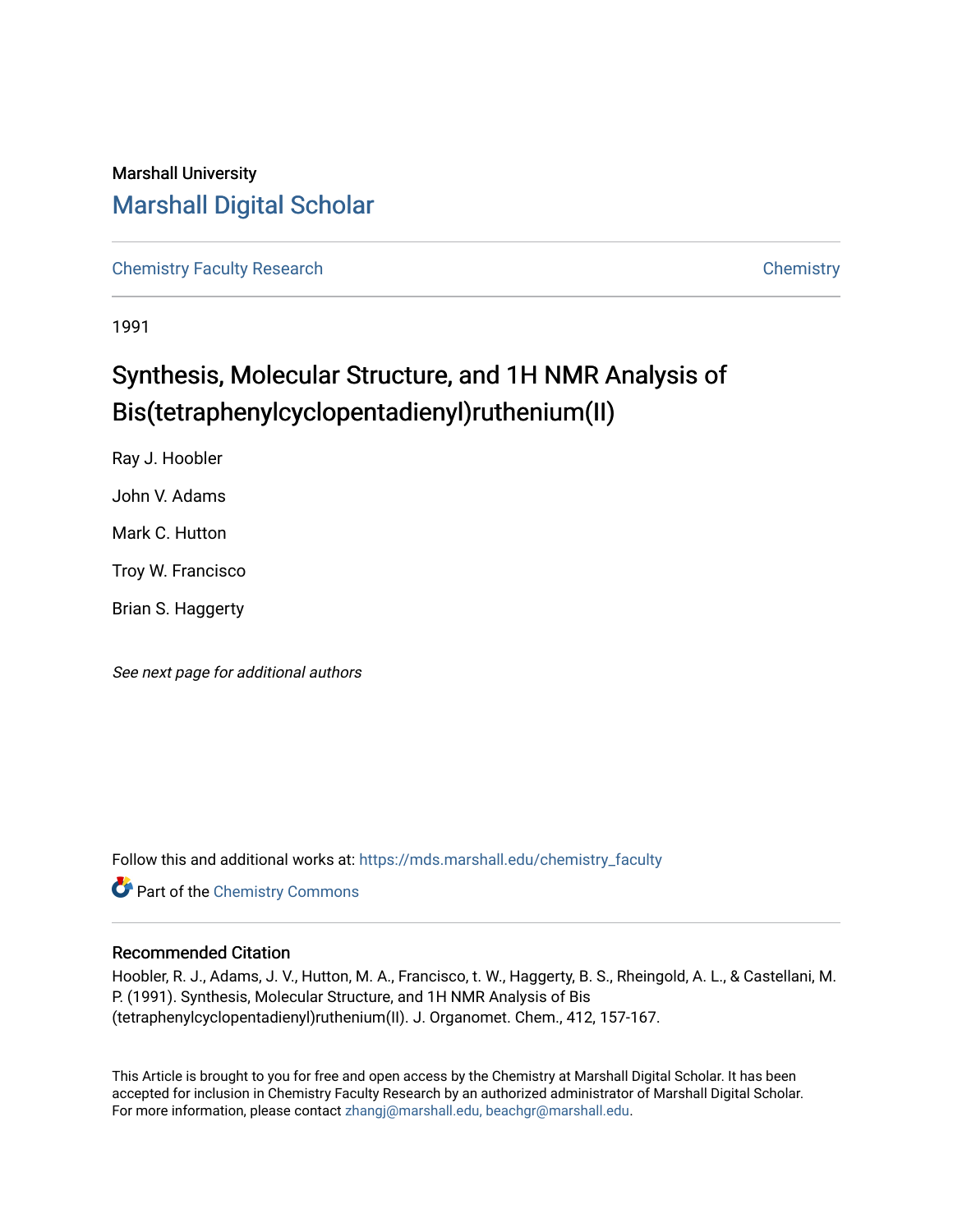Marshall University

## Marshall Digital Scholar

Chemistry Faculty Research | Chemistry

1991

# Synthesis, Molecular Structure, and 1H NMR Analysis of Bis(tetraphenylcyclopentadienyl)ruthenium(II)

Ray J. Hoobler

John V. Adams

Mark C. Hutton

Troy W. Francisco

Brian S. Haggerty

*See next page for additional authors*

Follow this and additional works at: https://mds.marshall.edu/chemistry_faculty

Part of the Chemistry Commons

### Recommended Citation

Hoobler, R. J., Adams, J. V., Hutton, M. A., Francisco, t. W., Haggerty, B. S., Rheingold, A. L., & Castellani, M. P. (1991). Synthesis, Molecular Structure, and 1H NMR Analysis of Bis (tetraphenylcyclopentadienyl)ruthenium(II). J. Organomet. Chem., 412, 157-167.

This Article is brought to you for free and open access by the Chemistry at Marshall Digital Scholar. It has been accepted for inclusion in Chemistry Faculty Research by an authorized administrator of Marshall Digital Scholar. For more information, please contact zhangj@marshall.edu, beachgr@marshall.edu.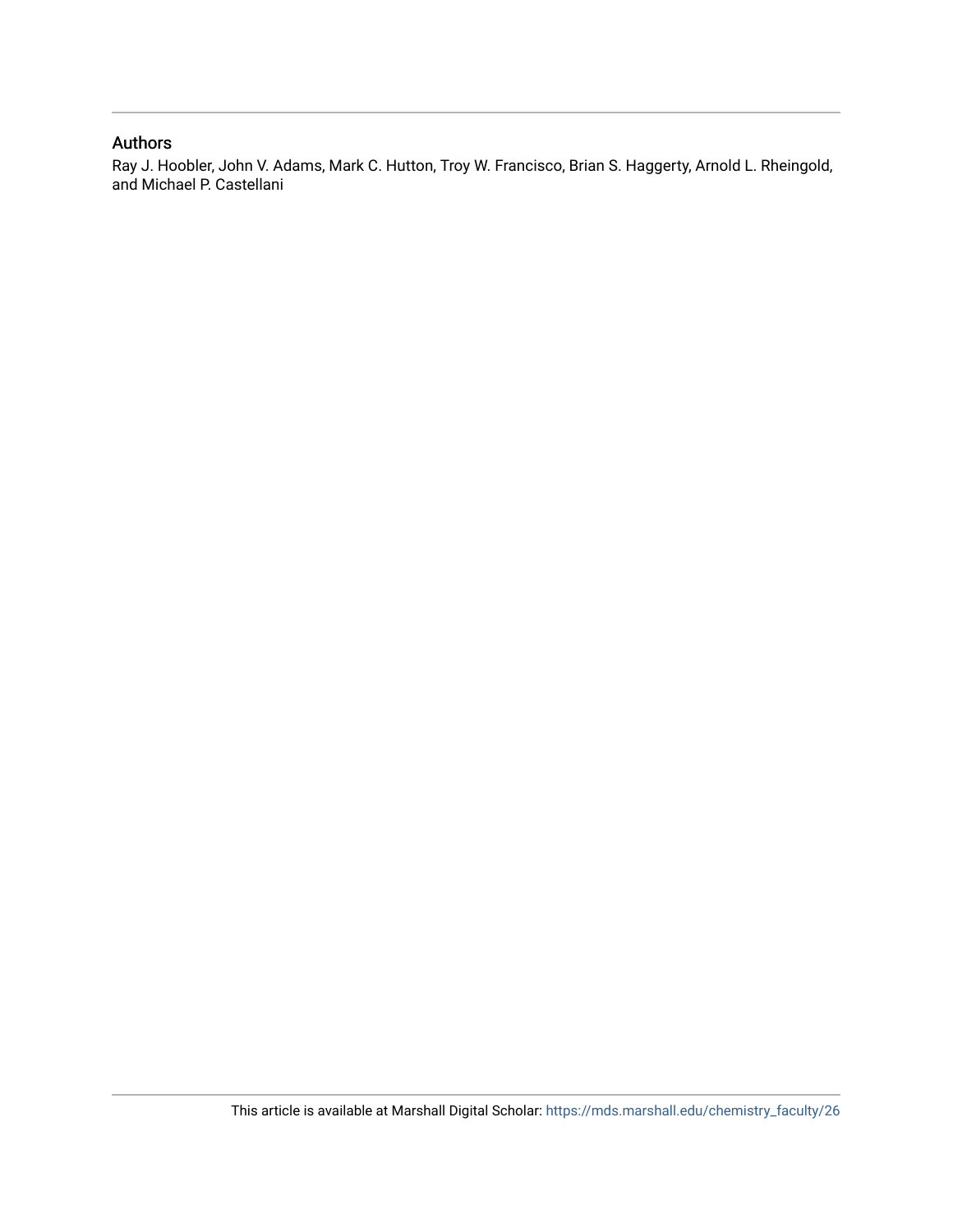## Authors

Ray J. Hoobler, John V. Adams, Mark C. Hutton, Troy W. Francisco, Brian S. Haggerty, Arnold L. Rheingold, and Michael P. Castellani

This article is available at Marshall Digital Scholar: https://mds.marshall.edu/chemistry_faculty/26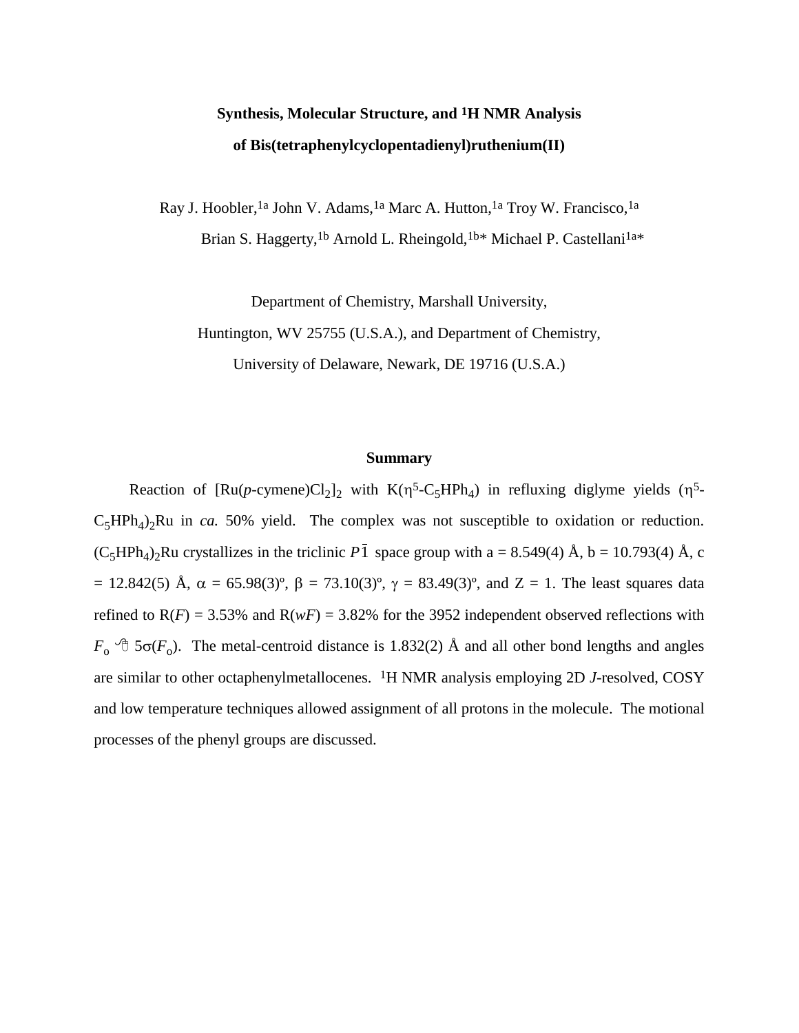# Synthesis, Molecular Structure, and $^{1}$H NMR Analysis of Bis(tetraphenylcyclopentadienyl)ruthenium(II)

Ray J. Hoobler,[1a] John V. Adams,[1a] Marc A. Hutton,[1a] Troy W. Francisco,[1a] Brian S. Haggerty,[1b] Arnold L. Rheingold,[1b]* Michael P. Castellani[1a]*

Department of Chemistry, Marshall University, Huntington, WV 25755 (U.S.A.), and Department of Chemistry, University of Delaware, Newark, DE 19716 (U.S.A.)

## Summary

Reaction of $[Ru(p\text{-cymene})Cl_2]_2$ with $K(\eta^5\text{-}C_5HPh_4)$ in refluxing diglyme yields $(\eta^5\text{-}C_5HPh_4)_2Ru$ in *ca.* 50% yield. The complex was not susceptible to oxidation or reduction. $(C_5HPh_4)_2Ru$ crystallizes in the triclinic $P\bar{1}$ space group with a = 8.549(4) Å, b = 10.793(4) Å, c = 12.842(5) Å, $\alpha$ = 65.98(3)º, $\beta$ = 73.10(3)º, $\gamma$ = 83.49(3)º, and Z = 1. The least squares data refined to R(*F*) = 3.53% and R(*wF*) = 3.82% for the 3952 independent observed reflections with $F_o \geq 5\sigma(F_o)$. The metal-centroid distance is 1.832(2) Å and all other bond lengths and angles are similar to other octaphenylmetallocenes. $^{1}$H NMR analysis employing 2D *J*-resolved, COSY and low temperature techniques allowed assignment of all protons in the molecule. The motional processes of the phenyl groups are discussed.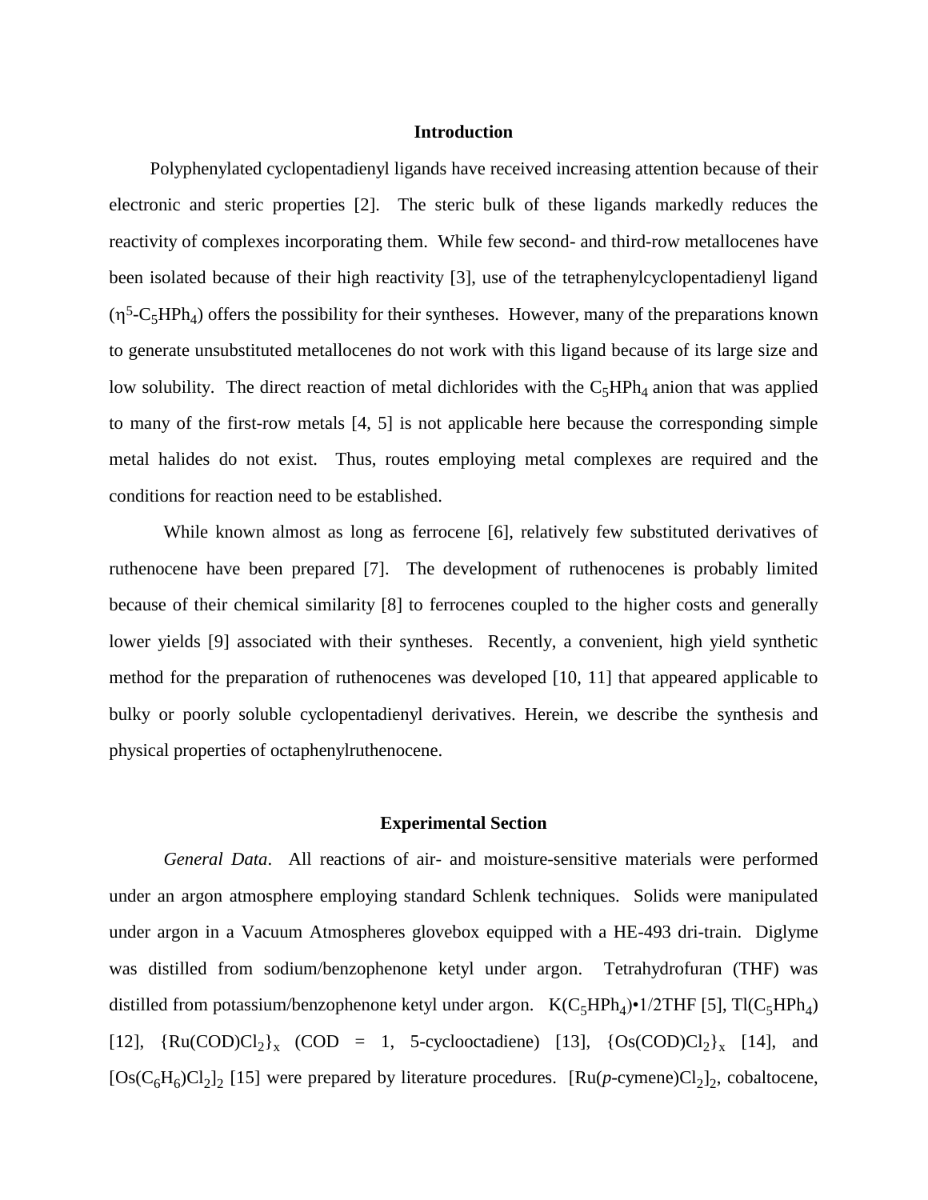## Introduction

Polyphenylated cyclopentadienyl ligands have received increasing attention because of their electronic and steric properties [2]. The steric bulk of these ligands markedly reduces the reactivity of complexes incorporating them. While few second- and third-row metallocenes have been isolated because of their high reactivity [3], use of the tetraphenylcyclopentadienyl ligand ($\eta^5$-$C_5HPh_4$) offers the possibility for their syntheses. However, many of the preparations known to generate unsubstituted metallocenes do not work with this ligand because of its large size and low solubility. The direct reaction of metal dichlorides with the $C_5HPh_4$ anion that was applied to many of the first-row metals [4, 5] is not applicable here because the corresponding simple metal halides do not exist. Thus, routes employing metal complexes are required and the conditions for reaction need to be established.

While known almost as long as ferrocene [6], relatively few substituted derivatives of ruthenocene have been prepared [7]. The development of ruthenocenes is probably limited because of their chemical similarity [8] to ferrocenes coupled to the higher costs and generally lower yields [9] associated with their syntheses. Recently, a convenient, high yield synthetic method for the preparation of ruthenocenes was developed [10, 11] that appeared applicable to bulky or poorly soluble cyclopentadienyl derivatives. Herein, we describe the synthesis and physical properties of octaphenylruthenocene.

## Experimental Section

*General Data*. All reactions of air- and moisture-sensitive materials were performed under an argon atmosphere employing standard Schlenk techniques. Solids were manipulated under argon in a Vacuum Atmospheres glovebox equipped with a HE-493 dri-train. Diglyme was distilled from sodium/benzophenone ketyl under argon. Tetrahydrofuran (THF) was distilled from potassium/benzophenone ketyl under argon. $K(C_5HPh_4)$•1/2THF [5], $Tl(C_5HPh_4)$ [12], $\{Ru(COD)Cl_2\}_x$ (COD = 1, 5-cyclooctadiene) [13], $\{Os(COD)Cl_2\}_x$ [14], and $[Os(C_6H_6)Cl_2]_2$ [15] were prepared by literature procedures. $[Ru(p\text{-cymene})Cl_2]_2$, cobaltocene,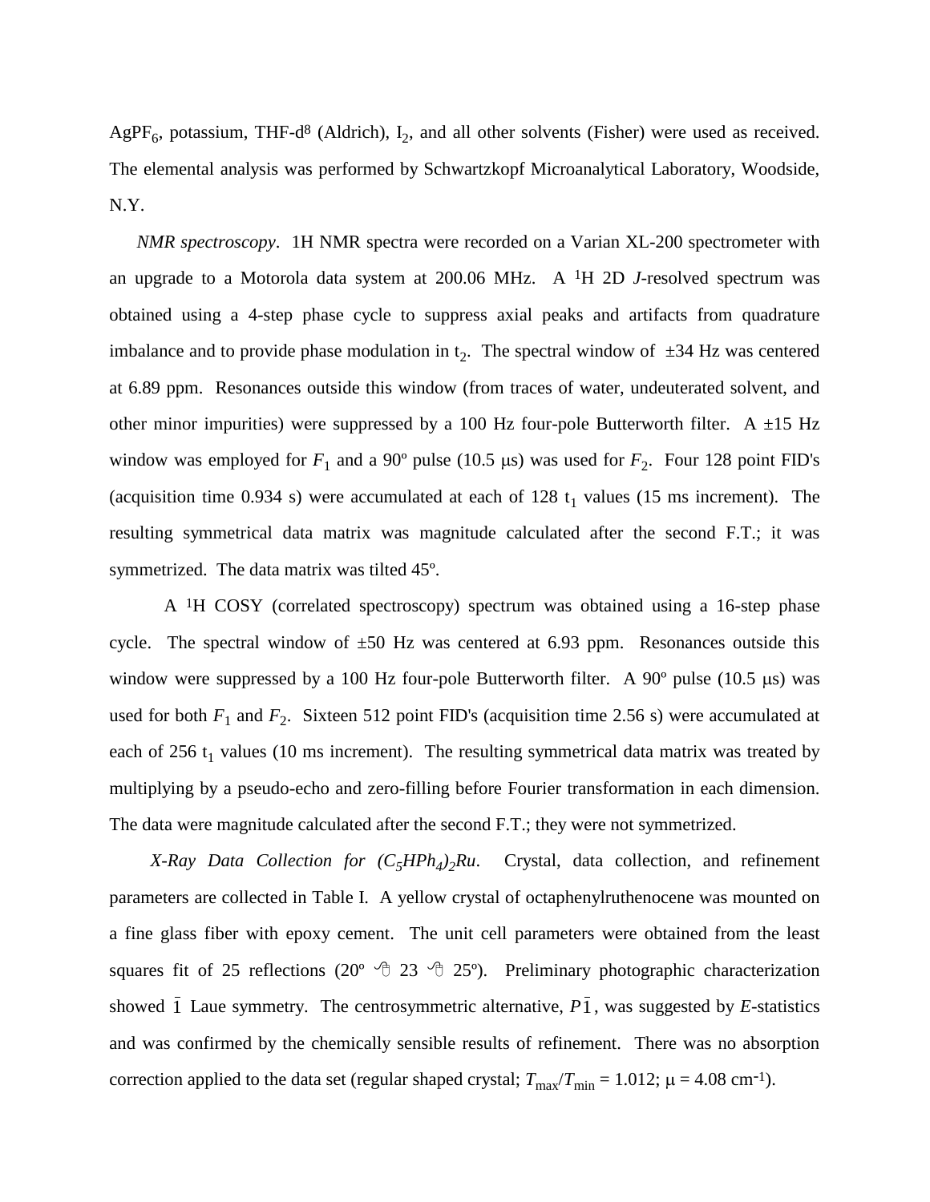$AgPF_6$, potassium, THF-d[8] (Aldrich), $I_2$, and all other solvents (Fisher) were used as received. The elemental analysis was performed by Schwartzkopf Microanalytical Laboratory, Woodside, N.Y.

*NMR spectroscopy*. 1H NMR spectra were recorded on a Varian XL-200 spectrometer with an upgrade to a Motorola data system at 200.06 MHz. A $^1$H 2D *J*-resolved spectrum was obtained using a 4-step phase cycle to suppress axial peaks and artifacts from quadrature imbalance and to provide phase modulation in $t_2$. The spectral window of ±34 Hz was centered at 6.89 ppm. Resonances outside this window (from traces of water, undeuterated solvent, and other minor impurities) were suppressed by a 100 Hz four-pole Butterworth filter. A ±15 Hz window was employed for $F_1$ and a 90º pulse (10.5 μs) was used for $F_2$. Four 128 point FID's (acquisition time 0.934 s) were accumulated at each of 128 $t_1$ values (15 ms increment). The resulting symmetrical data matrix was magnitude calculated after the second F.T.; it was symmetrized. The data matrix was tilted 45º.

A $^1$H COSY (correlated spectroscopy) spectrum was obtained using a 16-step phase cycle. The spectral window of ±50 Hz was centered at 6.93 ppm. Resonances outside this window were suppressed by a 100 Hz four-pole Butterworth filter. A 90º pulse (10.5 μs) was used for both $F_1$ and $F_2$. Sixteen 512 point FID's (acquisition time 2.56 s) were accumulated at each of 256 $t_1$ values (10 ms increment). The resulting symmetrical data matrix was treated by multiplying by a pseudo-echo and zero-filling before Fourier transformation in each dimension. The data were magnitude calculated after the second F.T.; they were not symmetrized.

*X-Ray Data Collection for $(C_5HPh_4)_2Ru$*. Crystal, data collection, and refinement parameters are collected in Table I. A yellow crystal of octaphenylruthenocene was mounted on a fine glass fiber with epoxy cement. The unit cell parameters were obtained from the least squares fit of 25 reflections (20º ≤ 2θ ≤ 25º). Preliminary photographic characterization showed $\bar{1}$ Laue symmetry. The centrosymmetric alternative, $P\bar{1}$, was suggested by *E*-statistics and was confirmed by the chemically sensible results of refinement. There was no absorption correction applied to the data set (regular shaped crystal; $T_{max}/T_{min}$ = 1.012; μ = 4.08 cm$^{-1}$).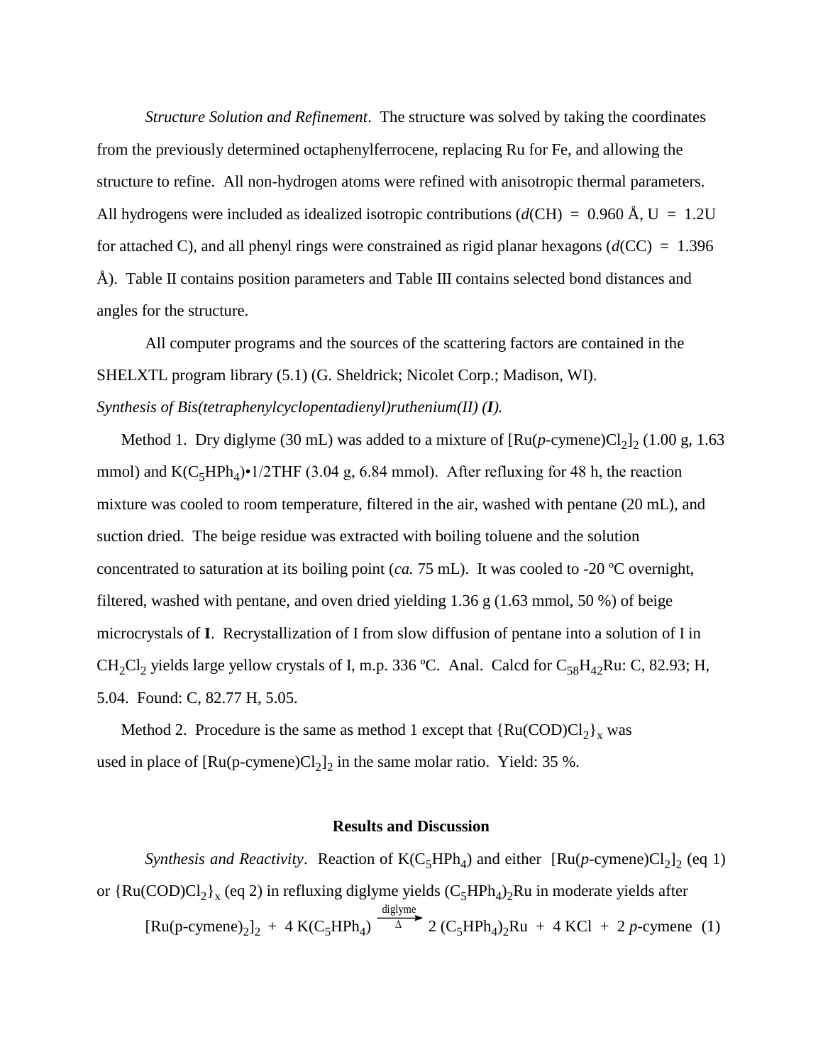*Structure Solution and Refinement*. The structure was solved by taking the coordinates from the previously determined octaphenylferrocene, replacing Ru for Fe, and allowing the structure to refine. All non-hydrogen atoms were refined with anisotropic thermal parameters. All hydrogens were included as idealized isotropic contributions ($d$(CH) = 0.960 Å, U = 1.2U for attached C), and all phenyl rings were constrained as rigid planar hexagons ($d$(CC) = 1.396 Å). Table II contains position parameters and Table III contains selected bond distances and angles for the structure.

All computer programs and the sources of the scattering factors are contained in the SHELXTL program library (5.1) (G. Sheldrick; Nicolet Corp.; Madison, WI).

*Synthesis of Bis(tetraphenylcyclopentadienyl)ruthenium(II) (**I**).*

Method 1. Dry diglyme (30 mL) was added to a mixture of $[Ru(p\text{-cymene})Cl_2]_2$ (1.00 g, 1.63 mmol) and $K(C_5HPh_4)$•1/2THF (3.04 g, 6.84 mmol). After refluxing for 48 h, the reaction mixture was cooled to room temperature, filtered in the air, washed with pentane (20 mL), and suction dried. The beige residue was extracted with boiling toluene and the solution concentrated to saturation at its boiling point (*ca.* 75 mL). It was cooled to -20 ºC overnight, filtered, washed with pentane, and oven dried yielding 1.36 g (1.63 mmol, 50 %) of beige microcrystals of **I**. Recrystallization of I from slow diffusion of pentane into a solution of I in $CH_2Cl_2$ yields large yellow crystals of I, m.p. 336 ºC. Anal. Calcd for $C_{58}H_{42}Ru$: C, 82.93; H, 5.04. Found: C, 82.77 H, 5.05.

Method 2. Procedure is the same as method 1 except that $\{Ru(COD)Cl_2\}_x$ was used in place of $[Ru(p\text{-cymene})Cl_2]_2$ in the same molar ratio. Yield: 35 %.

## Results and Discussion

*Synthesis and Reactivity*. Reaction of $K(C_5HPh_4)$ and either $[Ru(p\text{-cymene})Cl_2]_2$ (eq 1) or $\{Ru(COD)Cl_2\}_x$ (eq 2) in refluxing diglyme yields $(C_5HPh_4)_2Ru$ in moderate yields after

$$[Ru(p\text{-cymene})_2]_2 + 4\ K(C_5HPh_4) \xrightarrow[\Delta]{\text{diglyme}} 2\ (C_5HPh_4)_2Ru + 4\ KCl + 2\ p\text{-cymene} \quad (1)$$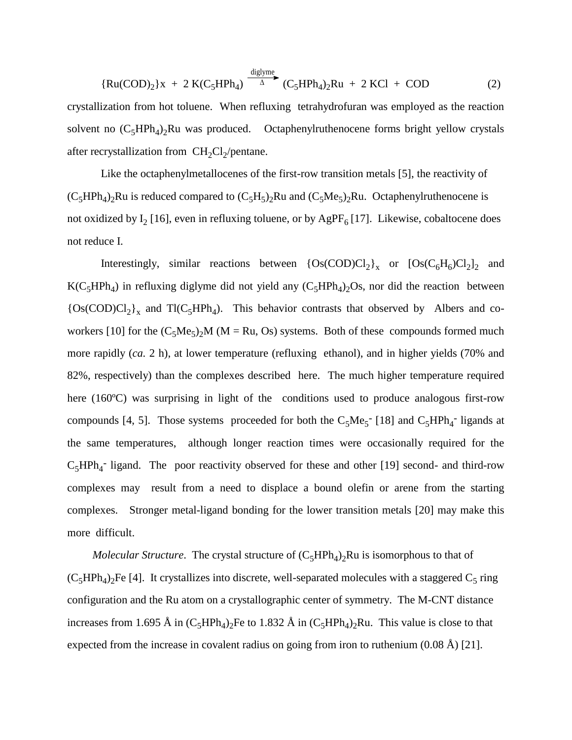$$\{Ru(COD)_2\}x \; + \; 2\; K(C_5HPh_4) \xrightarrow[\Delta]{\text{diglyme}} (C_5HPh_4)_2Ru \; + \; 2\; KCl \; + \; COD \qquad (2)$$

crystallization from hot toluene. When refluxing tetrahydrofuran was employed as the reaction solvent no $(C_5HPh_4)_2Ru$ was produced. Octaphenylruthenocene forms bright yellow crystals after recrystallization from $CH_2Cl_2$/pentane.

Like the octaphenylmetallocenes of the first-row transition metals [5], the reactivity of $(C_5HPh_4)_2Ru$ is reduced compared to $(C_5H_5)_2Ru$ and $(C_5Me_5)_2Ru$. Octaphenylruthenocene is not oxidized by $I_2$ [16], even in refluxing toluene, or by $AgPF_6$ [17]. Likewise, cobaltocene does not reduce I.

Interestingly, similar reactions between $\{Os(COD)Cl_2\}_x$ or $[Os(C_6H_6)Cl_2]_2$ and $K(C_5HPh_4)$ in refluxing diglyme did not yield any $(C_5HPh_4)_2Os$, nor did the reaction between $\{Os(COD)Cl_2\}_x$ and $Tl(C_5HPh_4)$. This behavior contrasts that observed by Albers and co-workers [10] for the $(C_5Me_5)_2M$ (M = Ru, Os) systems. Both of these compounds formed much more rapidly (*ca.* 2 h), at lower temperature (refluxing ethanol), and in higher yields (70% and 82%, respectively) than the complexes described here. The much higher temperature required here (160ºC) was surprising in light of the conditions used to produce analogous first-row compounds [4, 5]. Those systems proceeded for both the $C_5Me_5^-$ [18] and $C_5HPh_4^-$ ligands at the same temperatures, although longer reaction times were occasionally required for the $C_5HPh_4^-$ ligand. The poor reactivity observed for these and other [19] second- and third-row complexes may result from a need to displace a bound olefin or arene from the starting complexes. Stronger metal-ligand bonding for the lower transition metals [20] may make this more difficult.

*Molecular Structure*. The crystal structure of $(C_5HPh_4)_2Ru$ is isomorphous to that of $(C_5HPh_4)_2Fe$ [4]. It crystallizes into discrete, well-separated molecules with a staggered $C_5$ ring configuration and the Ru atom on a crystallographic center of symmetry. The M-CNT distance increases from 1.695 Å in $(C_5HPh_4)_2Fe$ to 1.832 Å in $(C_5HPh_4)_2Ru$. This value is close to that expected from the increase in covalent radius on going from iron to ruthenium (0.08 Å) [21].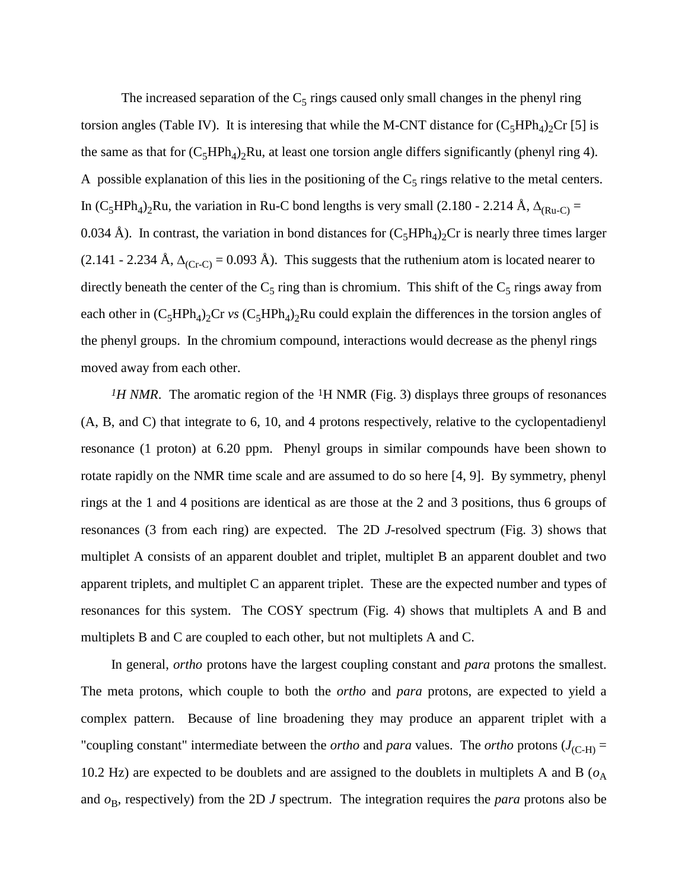The increased separation of the $C_5$ rings caused only small changes in the phenyl ring torsion angles (Table IV). It is interesing that while the M-CNT distance for $(C_5HPh_4)_2Cr$ [5] is the same as that for $(C_5HPh_4)_2Ru$, at least one torsion angle differs significantly (phenyl ring 4). A possible explanation of this lies in the positioning of the $C_5$ rings relative to the metal centers. In $(C_5HPh_4)_2Ru$, the variation in Ru-C bond lengths is very small (2.180 - 2.214 Å, $\Delta_{(Ru-C)}$ = 0.034 Å). In contrast, the variation in bond distances for $(C_5HPh_4)_2Cr$ is nearly three times larger (2.141 - 2.234 Å, $\Delta_{(Cr-C)}$ = 0.093 Å). This suggests that the ruthenium atom is located nearer to directly beneath the center of the $C_5$ ring than is chromium. This shift of the $C_5$ rings away from each other in $(C_5HPh_4)_2Cr$ *vs* $(C_5HPh_4)_2Ru$ could explain the differences in the torsion angles of the phenyl groups. In the chromium compound, interactions would decrease as the phenyl rings moved away from each other.

*$^1H$ NMR*. The aromatic region of the $^1H$ NMR (Fig. 3) displays three groups of resonances (A, B, and C) that integrate to 6, 10, and 4 protons respectively, relative to the cyclopentadienyl resonance (1 proton) at 6.20 ppm. Phenyl groups in similar compounds have been shown to rotate rapidly on the NMR time scale and are assumed to do so here [4, 9]. By symmetry, phenyl rings at the 1 and 4 positions are identical as are those at the 2 and 3 positions, thus 6 groups of resonances (3 from each ring) are expected. The 2D *J*-resolved spectrum (Fig. 3) shows that multiplet A consists of an apparent doublet and triplet, multiplet B an apparent doublet and two apparent triplets, and multiplet C an apparent triplet. These are the expected number and types of resonances for this system. The COSY spectrum (Fig. 4) shows that multiplets A and B and multiplets B and C are coupled to each other, but not multiplets A and C.

In general, *ortho* protons have the largest coupling constant and *para* protons the smallest. The meta protons, which couple to both the *ortho* and *para* protons, are expected to yield a complex pattern. Because of line broadening they may produce an apparent triplet with a "coupling constant" intermediate between the *ortho* and *para* values. The *ortho* protons ($J_{(C-H)}$ = 10.2 Hz) are expected to be doublets and are assigned to the doublets in multiplets A and B ($o_A$ and $o_B$, respectively) from the 2D *J* spectrum. The integration requires the *para* protons also be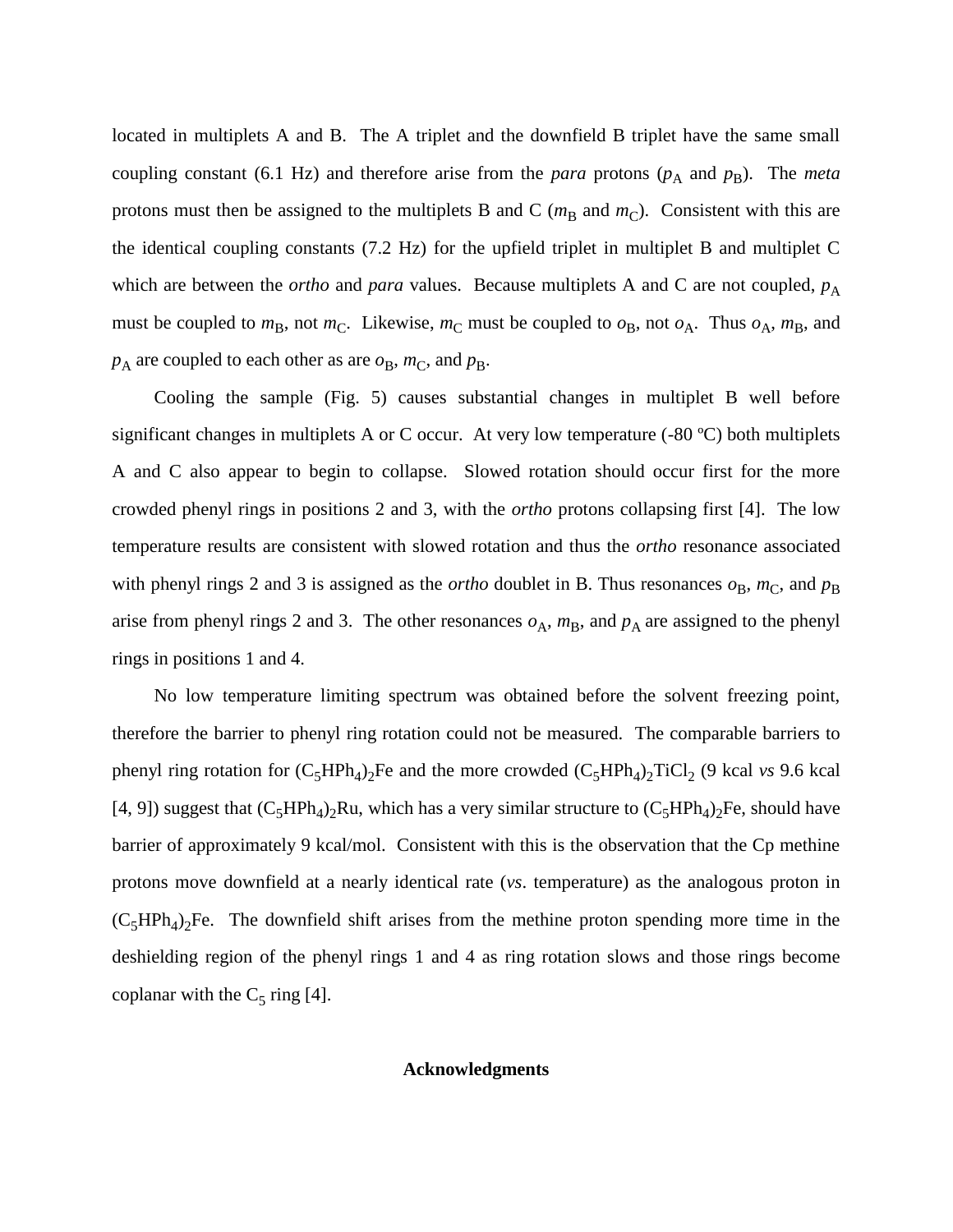located in multiplets A and B. The A triplet and the downfield B triplet have the same small coupling constant (6.1 Hz) and therefore arise from the *para* protons ($p_A$ and $p_B$). The *meta* protons must then be assigned to the multiplets B and C ($m_B$ and $m_C$). Consistent with this are the identical coupling constants (7.2 Hz) for the upfield triplet in multiplet B and multiplet C which are between the *ortho* and *para* values. Because multiplets A and C are not coupled, $p_A$ must be coupled to $m_B$, not $m_C$. Likewise, $m_C$ must be coupled to $o_B$, not $o_A$. Thus $o_A$, $m_B$, and $p_A$ are coupled to each other as are $o_B$, $m_C$, and $p_B$.

Cooling the sample (Fig. 5) causes substantial changes in multiplet B well before significant changes in multiplets A or C occur. At very low temperature (-80 ºC) both multiplets A and C also appear to begin to collapse. Slowed rotation should occur first for the more crowded phenyl rings in positions 2 and 3, with the *ortho* protons collapsing first [4]. The low temperature results are consistent with slowed rotation and thus the *ortho* resonance associated with phenyl rings 2 and 3 is assigned as the *ortho* doublet in B. Thus resonances $o_B$, $m_C$, and $p_B$ arise from phenyl rings 2 and 3. The other resonances $o_A$, $m_B$, and $p_A$ are assigned to the phenyl rings in positions 1 and 4.

No low temperature limiting spectrum was obtained before the solvent freezing point, therefore the barrier to phenyl ring rotation could not be measured. The comparable barriers to phenyl ring rotation for $(C_5HPh_4)_2Fe$ and the more crowded $(C_5HPh_4)_2TiCl_2$ (9 kcal *vs* 9.6 kcal [4, 9]) suggest that $(C_5HPh_4)_2Ru$, which has a very similar structure to $(C_5HPh_4)_2Fe$, should have barrier of approximately 9 kcal/mol. Consistent with this is the observation that the Cp methine protons move downfield at a nearly identical rate (*vs*. temperature) as the analogous proton in $(C_5HPh_4)_2Fe$. The downfield shift arises from the methine proton spending more time in the deshielding region of the phenyl rings 1 and 4 as ring rotation slows and those rings become coplanar with the $C_5$ ring [4].

## Acknowledgments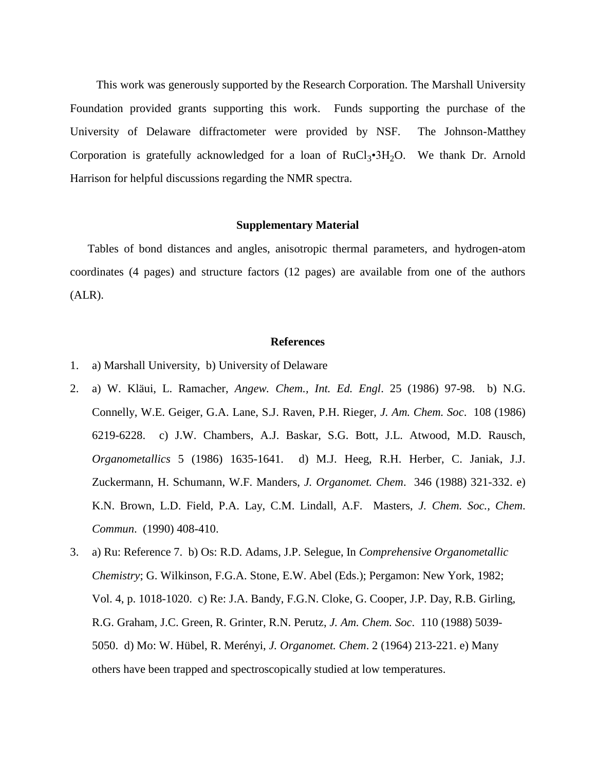This work was generously supported by the Research Corporation. The Marshall University Foundation provided grants supporting this work. Funds supporting the purchase of the University of Delaware diffractometer were provided by NSF. The Johnson-Matthey Corporation is gratefully acknowledged for a loan of $RuCl_3$•$3H_2O$. We thank Dr. Arnold Harrison for helpful discussions regarding the NMR spectra.

## Supplementary Material

Tables of bond distances and angles, anisotropic thermal parameters, and hydrogen-atom coordinates (4 pages) and structure factors (12 pages) are available from one of the authors (ALR).

## References

1. a) Marshall University, b) University of Delaware
2. a) W. Kläui, L. Ramacher, *Angew. Chem., Int. Ed. Engl*. 25 (1986) 97-98. b) N.G. Connelly, W.E. Geiger, G.A. Lane, S.J. Raven, P.H. Rieger, *J. Am. Chem. Soc*. 108 (1986) 6219-6228. c) J.W. Chambers, A.J. Baskar, S.G. Bott, J.L. Atwood, M.D. Rausch, *Organometallics* 5 (1986) 1635-1641. d) M.J. Heeg, R.H. Herber, C. Janiak, J.J. Zuckermann, H. Schumann, W.F. Manders, *J. Organomet. Chem*. 346 (1988) 321-332. e) K.N. Brown, L.D. Field, P.A. Lay, C.M. Lindall, A.F. Masters, *J. Chem. Soc., Chem. Commun*. (1990) 408-410.
3. a) Ru: Reference 7. b) Os: R.D. Adams, J.P. Selegue, In *Comprehensive Organometallic Chemistry*; G. Wilkinson, F.G.A. Stone, E.W. Abel (Eds.); Pergamon: New York, 1982; Vol. 4, p. 1018-1020. c) Re: J.A. Bandy, F.G.N. Cloke, G. Cooper, J.P. Day, R.B. Girling, R.G. Graham, J.C. Green, R. Grinter, R.N. Perutz, *J. Am. Chem. Soc*. 110 (1988) 5039-5050. d) Mo: W. Hübel, R. Merényi, *J. Organomet. Chem*. 2 (1964) 213-221. e) Many others have been trapped and spectroscopically studied at low temperatures.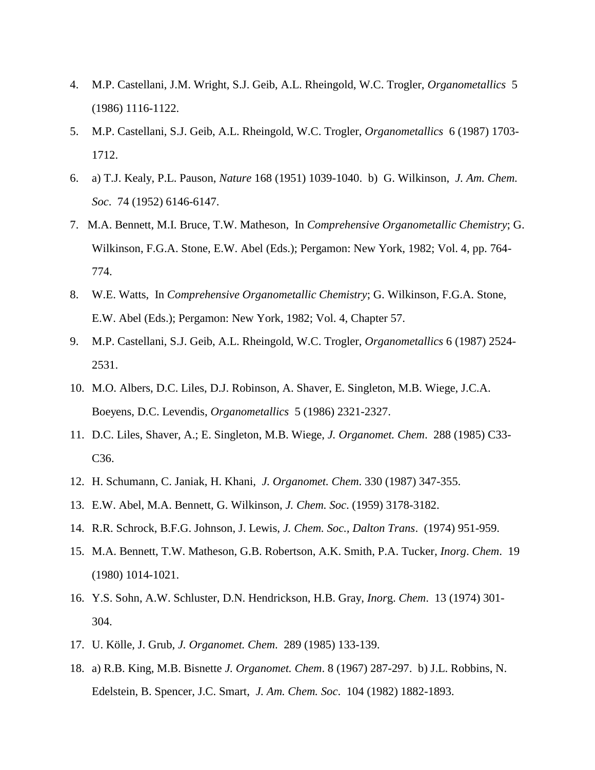4. M.P. Castellani, J.M. Wright, S.J. Geib, A.L. Rheingold, W.C. Trogler, *Organometallics* 5 (1986) 1116-1122.
5. M.P. Castellani, S.J. Geib, A.L. Rheingold, W.C. Trogler, *Organometallics* 6 (1987) 1703-1712.
6. a) T.J. Kealy, P.L. Pauson, *Nature* 168 (1951) 1039-1040. b) G. Wilkinson, *J. Am. Chem. Soc*. 74 (1952) 6146-6147.
7. M.A. Bennett, M.I. Bruce, T.W. Matheson, In *Comprehensive Organometallic Chemistry*; G. Wilkinson, F.G.A. Stone, E.W. Abel (Eds.); Pergamon: New York, 1982; Vol. 4, pp. 764-774.
8. W.E. Watts, In *Comprehensive Organometallic Chemistry*; G. Wilkinson, F.G.A. Stone, E.W. Abel (Eds.); Pergamon: New York, 1982; Vol. 4, Chapter 57.
9. M.P. Castellani, S.J. Geib, A.L. Rheingold, W.C. Trogler, *Organometallics* 6 (1987) 2524-2531.
10. M.O. Albers, D.C. Liles, D.J. Robinson, A. Shaver, E. Singleton, M.B. Wiege, J.C.A. Boeyens, D.C. Levendis, *Organometallics* 5 (1986) 2321-2327.
11. D.C. Liles, Shaver, A.; E. Singleton, M.B. Wiege, *J. Organomet. Chem*. 288 (1985) C33-C36.
12. H. Schumann, C. Janiak, H. Khani, *J. Organomet. Chem*. 330 (1987) 347-355.
13. E.W. Abel, M.A. Bennett, G. Wilkinson, *J. Chem. Soc*. (1959) 3178-3182.
14. R.R. Schrock, B.F.G. Johnson, J. Lewis, *J. Chem. Soc., Dalton Trans*. (1974) 951-959.
15. M.A. Bennett, T.W. Matheson, G.B. Robertson, A.K. Smith, P.A. Tucker, *Inorg. Chem*. 19 (1980) 1014-1021.
16. Y.S. Sohn, A.W. Schluster, D.N. Hendrickson, H.B. Gray, *Inorg. Chem*. 13 (1974) 301-304.
17. U. Kölle, J. Grub, *J. Organomet. Chem*. 289 (1985) 133-139.
18. a) R.B. King, M.B. Bisnette *J. Organomet. Chem*. 8 (1967) 287-297. b) J.L. Robbins, N. Edelstein, B. Spencer, J.C. Smart, *J. Am. Chem. Soc*. 104 (1982) 1882-1893.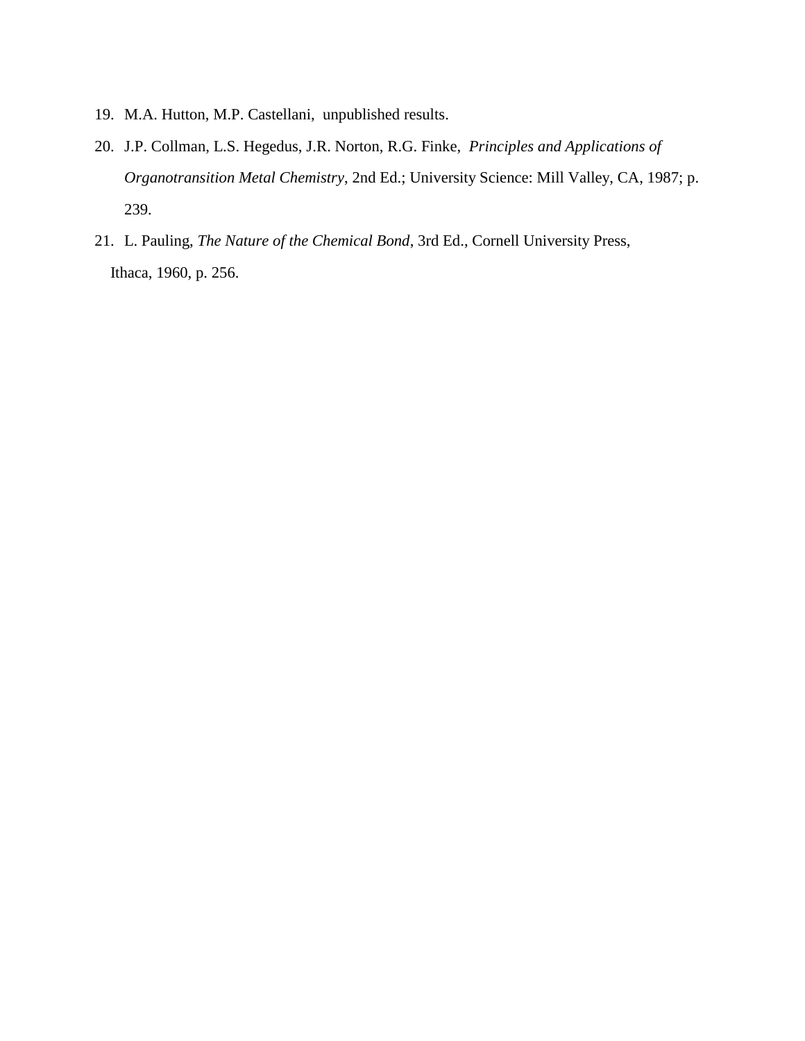19. M.A. Hutton, M.P. Castellani, unpublished results.
20. J.P. Collman, L.S. Hegedus, J.R. Norton, R.G. Finke, *Principles and Applications of Organotransition Metal Chemistry*, 2nd Ed.; University Science: Mill Valley, CA, 1987; p. 239.
21. L. Pauling, *The Nature of the Chemical Bond*, 3rd Ed., Cornell University Press, Ithaca, 1960, p. 256.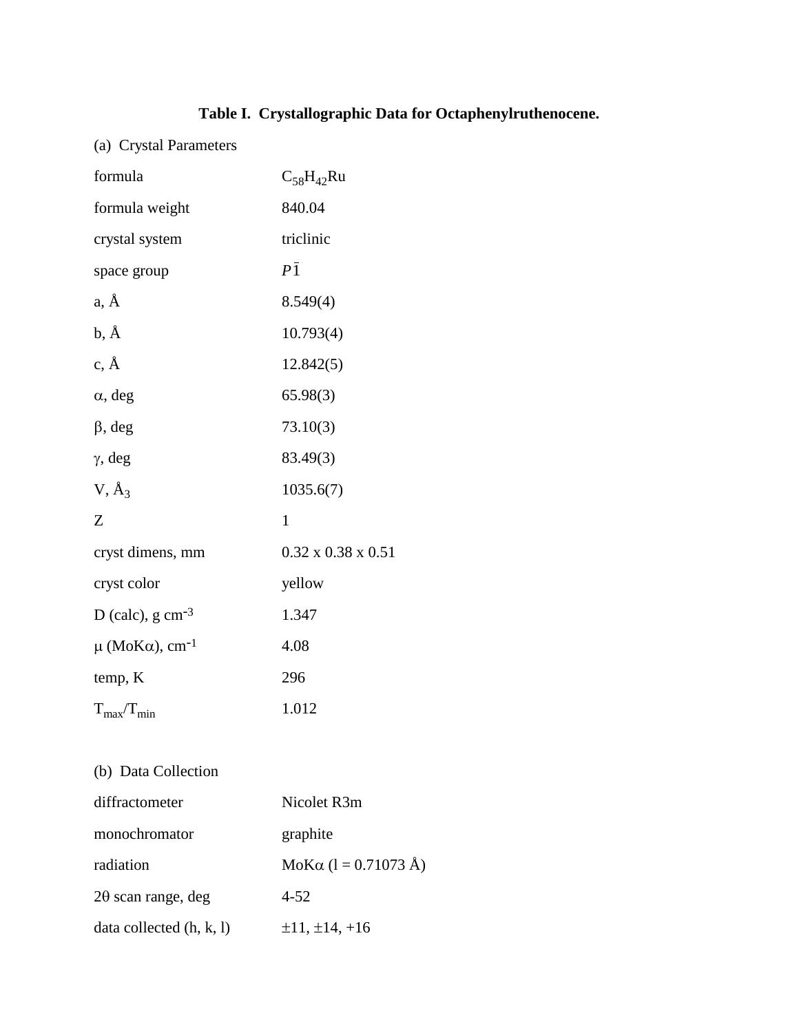**Table I. Crystallographic Data for Octaphenylruthenocene.**

(a) Crystal Parameters

| | |
|---|---|
| formula | $C_{58}H_{42}Ru$ |
| formula weight | 840.04 |
| crystal system | triclinic |
| space group | $P\bar{1}$ |
| a, Å | 8.549(4) |
| b, Å | 10.793(4) |
| c, Å | 12.842(5) |
| α, deg | 65.98(3) |
| β, deg | 73.10(3) |
| γ, deg | 83.49(3) |
| V, $Å_3$ | 1035.6(7) |
| Z | 1 |
| cryst dimens, mm | 0.32 x 0.38 x 0.51 |
| cryst color | yellow |
| D (calc), g $cm^{-3}$ | 1.347 |
| μ (MoKα), $cm^{-1}$ | 4.08 |
| temp, K | 296 |
| $T_{max}/T_{min}$ | 1.012 |

(b) Data Collection

| | |
|---|---|
| diffractometer | Nicolet R3m |
| monochromator | graphite |
| radiation | MoKα (l = 0.71073 Å) |
| 2θ scan range, deg | 4-52 |
| data collected (h, k, l) | ±11, ±14, +16 |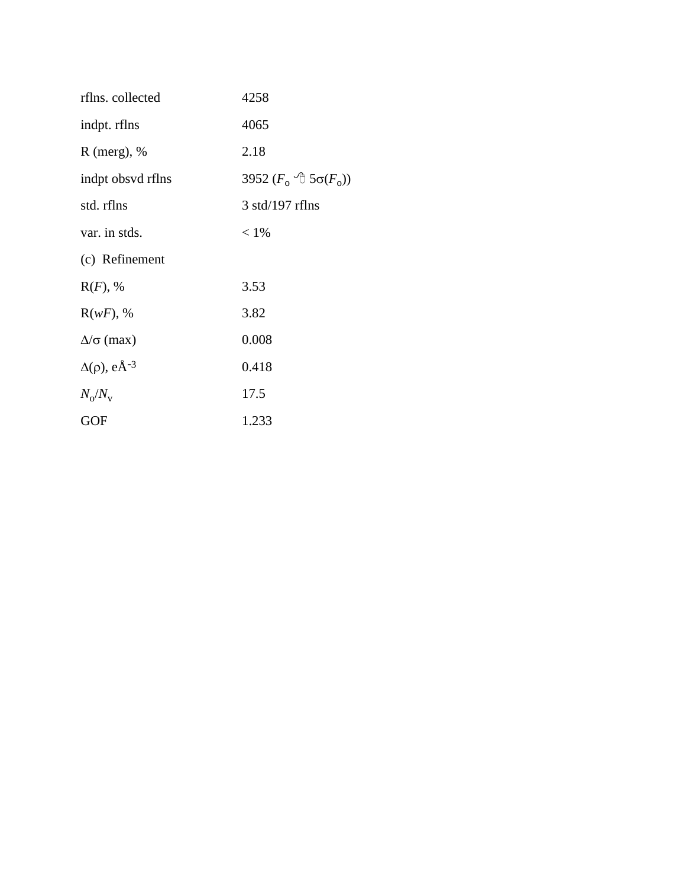| | |
|---|---|
| rflns. collected | 4258 |
| indpt. rflns | 4065 |
| R (merg), % | 2.18 |
| indpt obsvd rflns | 3952 ($F_o \geq 5\sigma(F_o)$) |
| std. rflns | 3 std/197 rflns |
| var. in stds. | < 1% |
| (c) Refinement | |
| R(*F*), % | 3.53 |
| R(*wF*), % | 3.82 |
| $\Delta/\sigma$ (max) | 0.008 |
| $\Delta(\rho)$, eÅ$^{-3}$ | 0.418 |
| $N_o/N_v$ | 17.5 |
| GOF | 1.233 |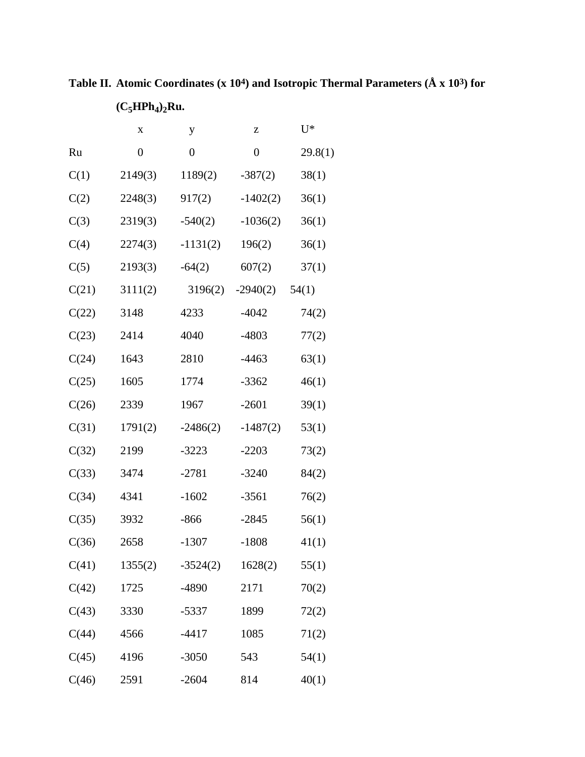**Table II. Atomic Coordinates (x $10^4$) and Isotropic Thermal Parameters (Å x $10^3$) for $(C_5HPh_4)_2Ru$.**

| | x | y | z | U* |
|---|---|---|---|---|
| Ru | 0 | 0 | 0 | 29.8(1) |
| C(1) | 2149(3) | 1189(2) | -387(2) | 38(1) |
| C(2) | 2248(3) | 917(2) | -1402(2) | 36(1) |
| C(3) | 2319(3) | -540(2) | -1036(2) | 36(1) |
| C(4) | 2274(3) | -1131(2) | 196(2) | 36(1) |
| C(5) | 2193(3) | -64(2) | 607(2) | 37(1) |
| C(21) | 3111(2) | 3196(2) | -2940(2) | 54(1) |
| C(22) | 3148 | 4233 | -4042 | 74(2) |
| C(23) | 2414 | 4040 | -4803 | 77(2) |
| C(24) | 1643 | 2810 | -4463 | 63(1) |
| C(25) | 1605 | 1774 | -3362 | 46(1) |
| C(26) | 2339 | 1967 | -2601 | 39(1) |
| C(31) | 1791(2) | -2486(2) | -1487(2) | 53(1) |
| C(32) | 2199 | -3223 | -2203 | 73(2) |
| C(33) | 3474 | -2781 | -3240 | 84(2) |
| C(34) | 4341 | -1602 | -3561 | 76(2) |
| C(35) | 3932 | -866 | -2845 | 56(1) |
| C(36) | 2658 | -1307 | -1808 | 41(1) |
| C(41) | 1355(2) | -3524(2) | 1628(2) | 55(1) |
| C(42) | 1725 | -4890 | 2171 | 70(2) |
| C(43) | 3330 | -5337 | 1899 | 72(2) |
| C(44) | 4566 | -4417 | 1085 | 71(2) |
| C(45) | 4196 | -3050 | 543 | 54(1) |
| C(46) | 2591 | -2604 | 814 | 40(1) |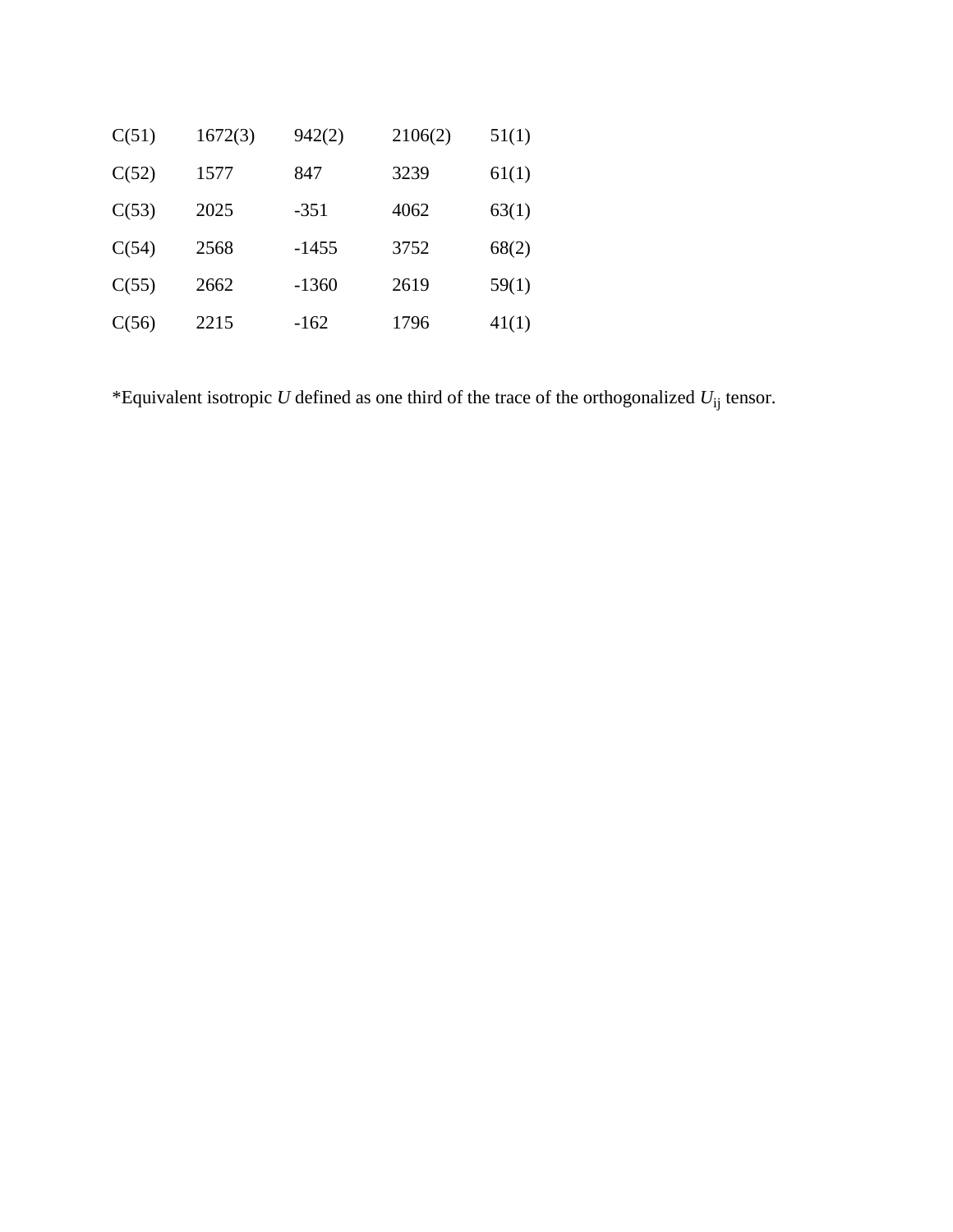| | | | | |
|---|---|---|---|---|
| C(51) | 1672(3) | 942(2) | 2106(2) | 51(1) |
| C(52) | 1577 | 847 | 3239 | 61(1) |
| C(53) | 2025 | -351 | 4062 | 63(1) |
| C(54) | 2568 | -1455 | 3752 | 68(2) |
| C(55) | 2662 | -1360 | 2619 | 59(1) |
| C(56) | 2215 | -162 | 1796 | 41(1) |

*Equivalent isotropic $U$ defined as one third of the trace of the orthogonalized $U_{ij}$ tensor.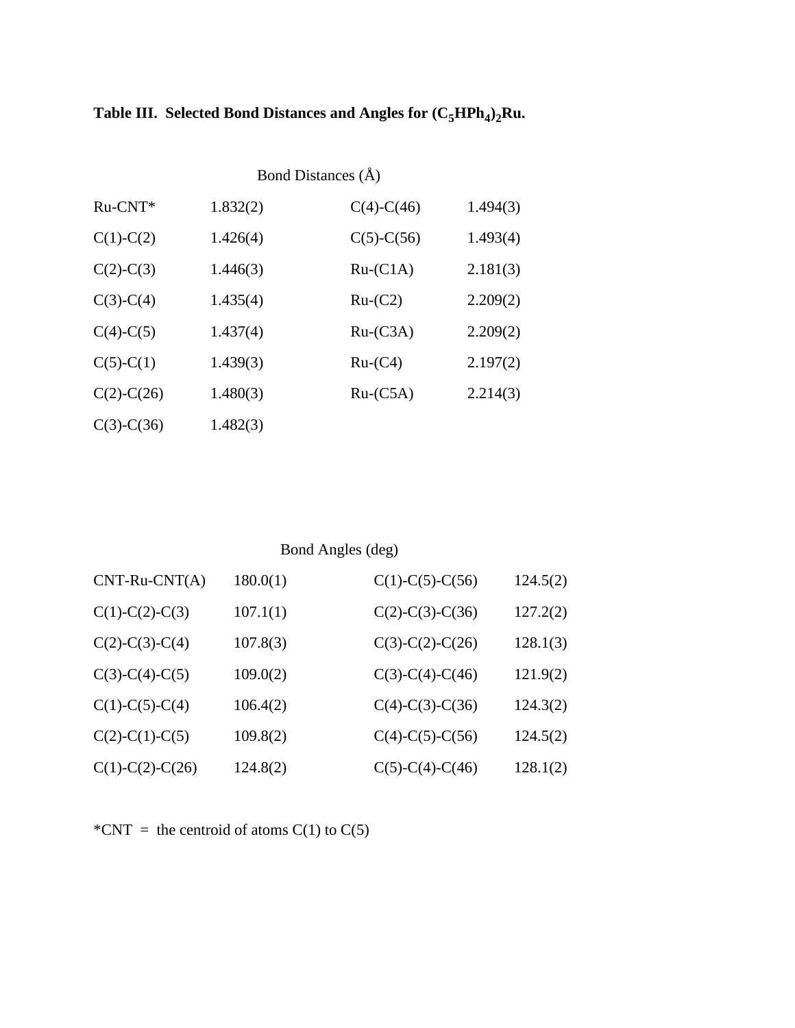**Table III. Selected Bond Distances and Angles for $(C_5HPh_4)_2Ru$.**

Bond Distances (Å)

| | | | |
|---|---|---|---|
| Ru-CNT* | 1.832(2) | C(4)-C(46) | 1.494(3) |
| C(1)-C(2) | 1.426(4) | C(5)-C(56) | 1.493(4) |
| C(2)-C(3) | 1.446(3) | Ru-(C1A) | 2.181(3) |
| C(3)-C(4) | 1.435(4) | Ru-(C2) | 2.209(2) |
| C(4)-C(5) | 1.437(4) | Ru-(C3A) | 2.209(2) |
| C(5)-C(1) | 1.439(3) | Ru-(C4) | 2.197(2) |
| C(2)-C(26) | 1.480(3) | Ru-(C5A) | 2.214(3) |
| C(3)-C(36) | 1.482(3) | | |

Bond Angles (deg)

| | | | |
|---|---|---|---|
| CNT-Ru-CNT(A) | 180.0(1) | C(1)-C(5)-C(56) | 124.5(2) |
| C(1)-C(2)-C(3) | 107.1(1) | C(2)-C(3)-C(36) | 127.2(2) |
| C(2)-C(3)-C(4) | 107.8(3) | C(3)-C(2)-C(26) | 128.1(3) |
| C(3)-C(4)-C(5) | 109.0(2) | C(3)-C(4)-C(46) | 121.9(2) |
| C(1)-C(5)-C(4) | 106.4(2) | C(4)-C(3)-C(36) | 124.3(2) |
| C(2)-C(1)-C(5) | 109.8(2) | C(4)-C(5)-C(56) | 124.5(2) |
| C(1)-C(2)-C(26) | 124.8(2) | C(5)-C(4)-C(46) | 128.1(2) |

*CNT = the centroid of atoms C(1) to C(5)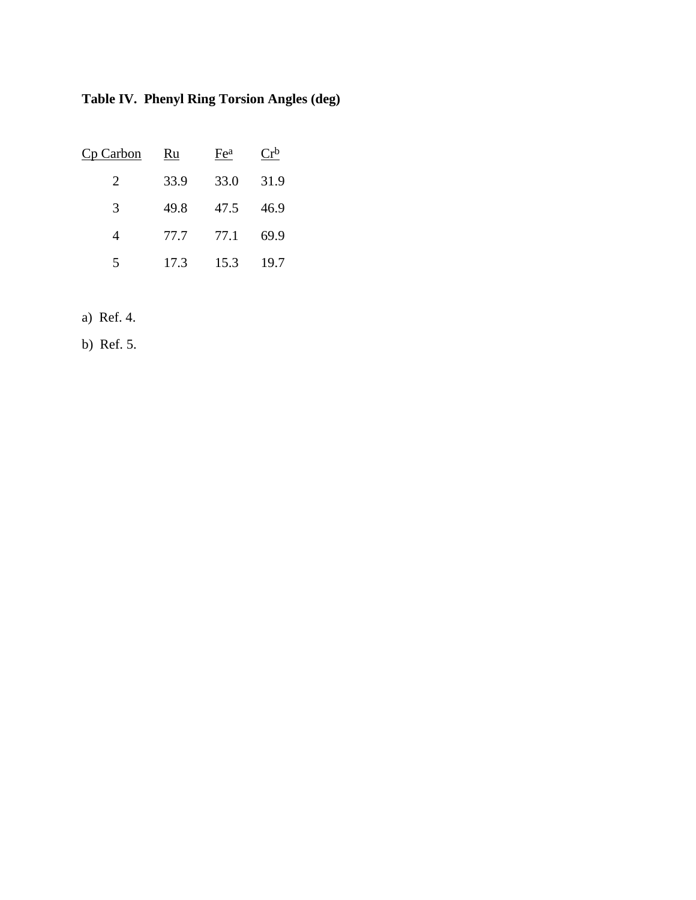**Table IV. Phenyl Ring Torsion Angles (deg)**

| Cp Carbon | Ru | Fe[a] | Cr[b] |
| --- | --- | --- | --- |
| 2 | 33.9 | 33.0 | 31.9 |
| 3 | 49.8 | 47.5 | 46.9 |
| 4 | 77.7 | 77.1 | 69.9 |
| 5 | 17.3 | 15.3 | 19.7 |

a) Ref. 4.

b) Ref. 5.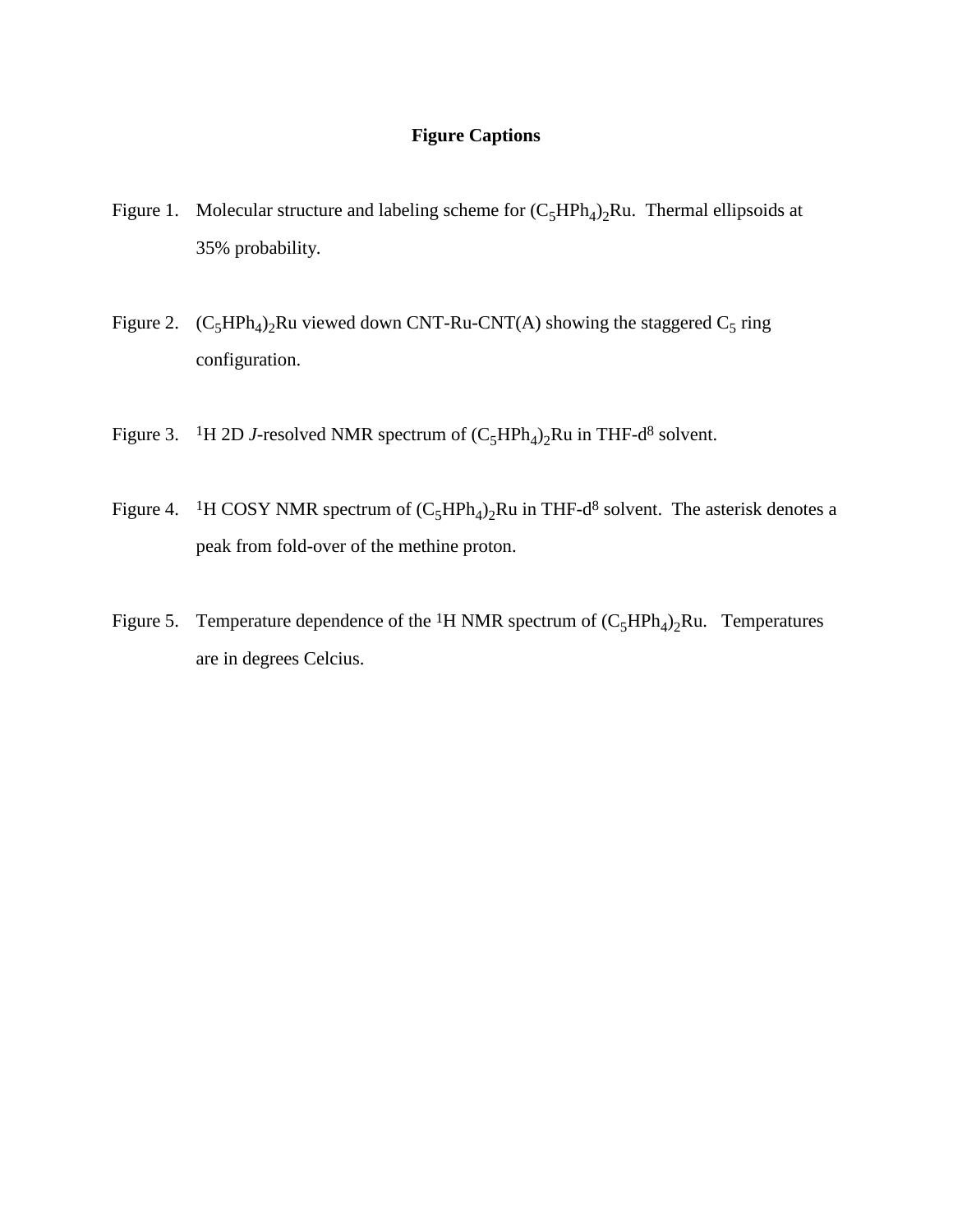# Figure Captions

Figure 1. Molecular structure and labeling scheme for $(C_5HPh_4)_2Ru$. Thermal ellipsoids at 35% probability.

Figure 2. $(C_5HPh_4)_2Ru$ viewed down CNT-Ru-CNT(A) showing the staggered $C_5$ ring configuration.

Figure 3. $^{1}H$ 2D *J*-resolved NMR spectrum of $(C_5HPh_4)_2Ru$ in THF-$d^8$ solvent.

Figure 4. $^{1}H$ COSY NMR spectrum of $(C_5HPh_4)_2Ru$ in THF-$d^8$ solvent. The asterisk denotes a peak from fold-over of the methine proton.

Figure 5. Temperature dependence of the $^{1}H$ NMR spectrum of $(C_5HPh_4)_2Ru$. Temperatures are in degrees Celcius.